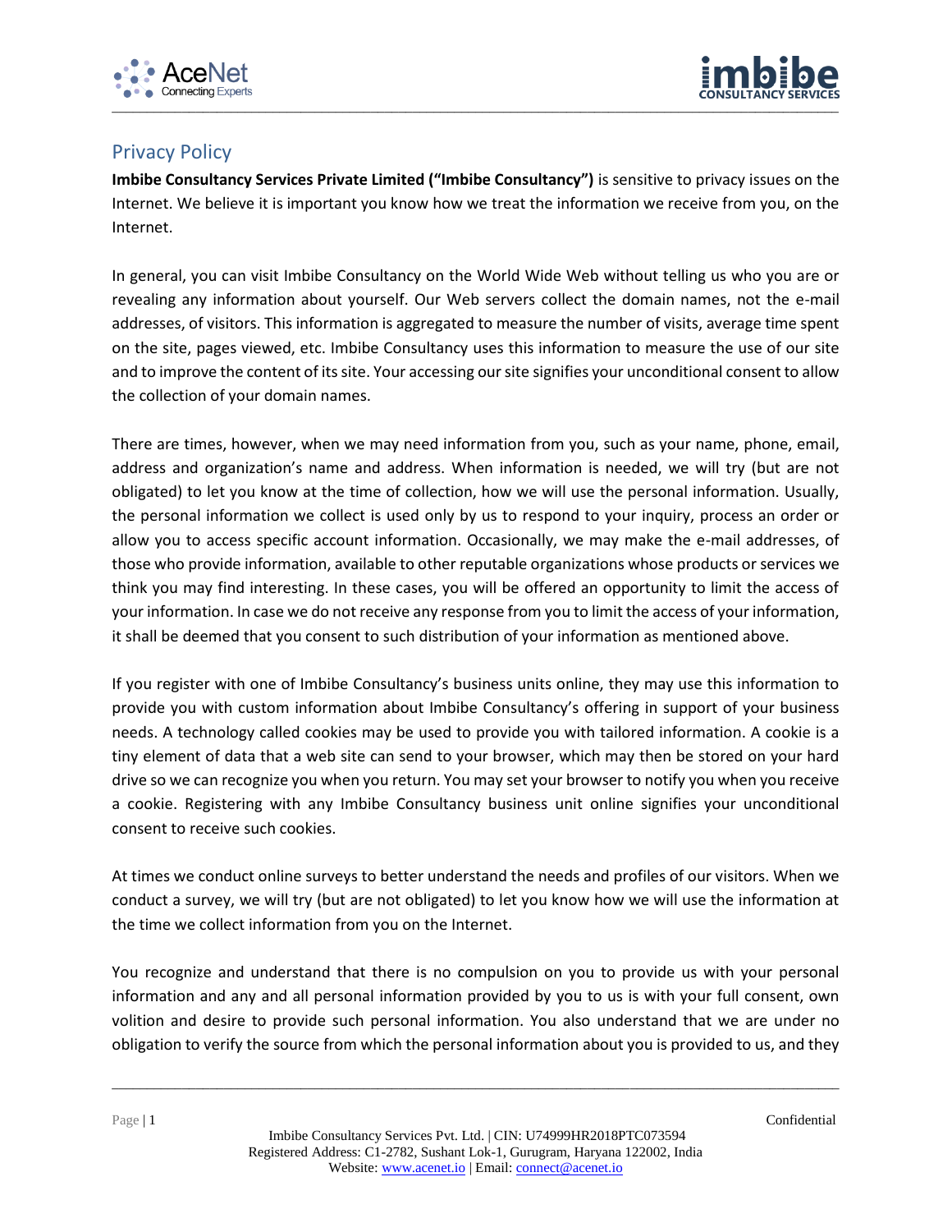## Privacy Policy

**Imbibe Consultancy Services Private Limited ("Imbibe Consultancy")** is sensitive to privacy issues on the Internet. We believe it is important you know how we treat the information we receive from you, on the Internet.

In general, you can visit Imbibe Consultancy on the World Wide Web without telling us who you are or revealing any information about yourself. Our Web servers collect the domain names, not the e-mail addresses, of visitors. This information is aggregated to measure the number of visits, average time spent on the site, pages viewed, etc. Imbibe Consultancy uses this information to measure the use of our site and to improve the content of its site. Your accessing our site signifies your unconditional consent to allow the collection of your domain names.

There are times, however, when we may need information from you, such as your name, phone, email, address and organization's name and address. When information is needed, we will try (but are not obligated) to let you know at the time of collection, how we will use the personal information. Usually, the personal information we collect is used only by us to respond to your inquiry, process an order or allow you to access specific account information. Occasionally, we may make the e-mail addresses, of those who provide information, available to other reputable organizations whose products or services we think you may find interesting. In these cases, you will be offered an opportunity to limit the access of your information. In case we do not receive any response from you to limit the access of your information, it shall be deemed that you consent to such distribution of your information as mentioned above.

If you register with one of Imbibe Consultancy's business units online, they may use this information to provide you with custom information about Imbibe Consultancy's offering in support of your business needs. A technology called cookies may be used to provide you with tailored information. A cookie is a tiny element of data that a web site can send to your browser, which may then be stored on your hard drive so we can recognize you when you return. You may set your browser to notify you when you receive a cookie. Registering with any Imbibe Consultancy business unit online signifies your unconditional consent to receive such cookies.

At times we conduct online surveys to better understand the needs and profiles of our visitors. When we conduct a survey, we will try (but are not obligated) to let you know how we will use the information at the time we collect information from you on the Internet.

You recognize and understand that there is no compulsion on you to provide us with your personal information and any and all personal information provided by you to us is with your full consent, own volition and desire to provide such personal information. You also understand that we are under no obligation to verify the source from which the personal information about you is provided to us, and they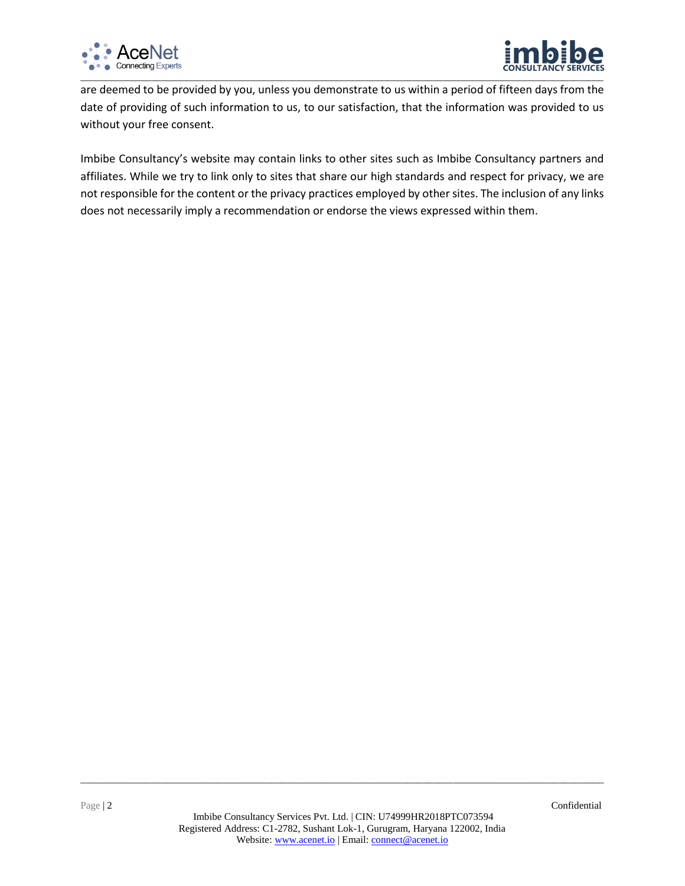are deemed to be provided by you, unless you demonstrate to us within a period of fifteen days from the date of providing of such information to us, to our satisfaction, that the information was provided to us without your free consent.

Imbibe Consultancy's website may contain links to other sites such as Imbibe Consultancy partners and affiliates. While we try to link only to sites that share our high standards and respect for privacy, we are not responsible for the content or the privacy practices employed by other sites. The inclusion of any links does not necessarily imply a recommendation or endorse the views expressed within them.